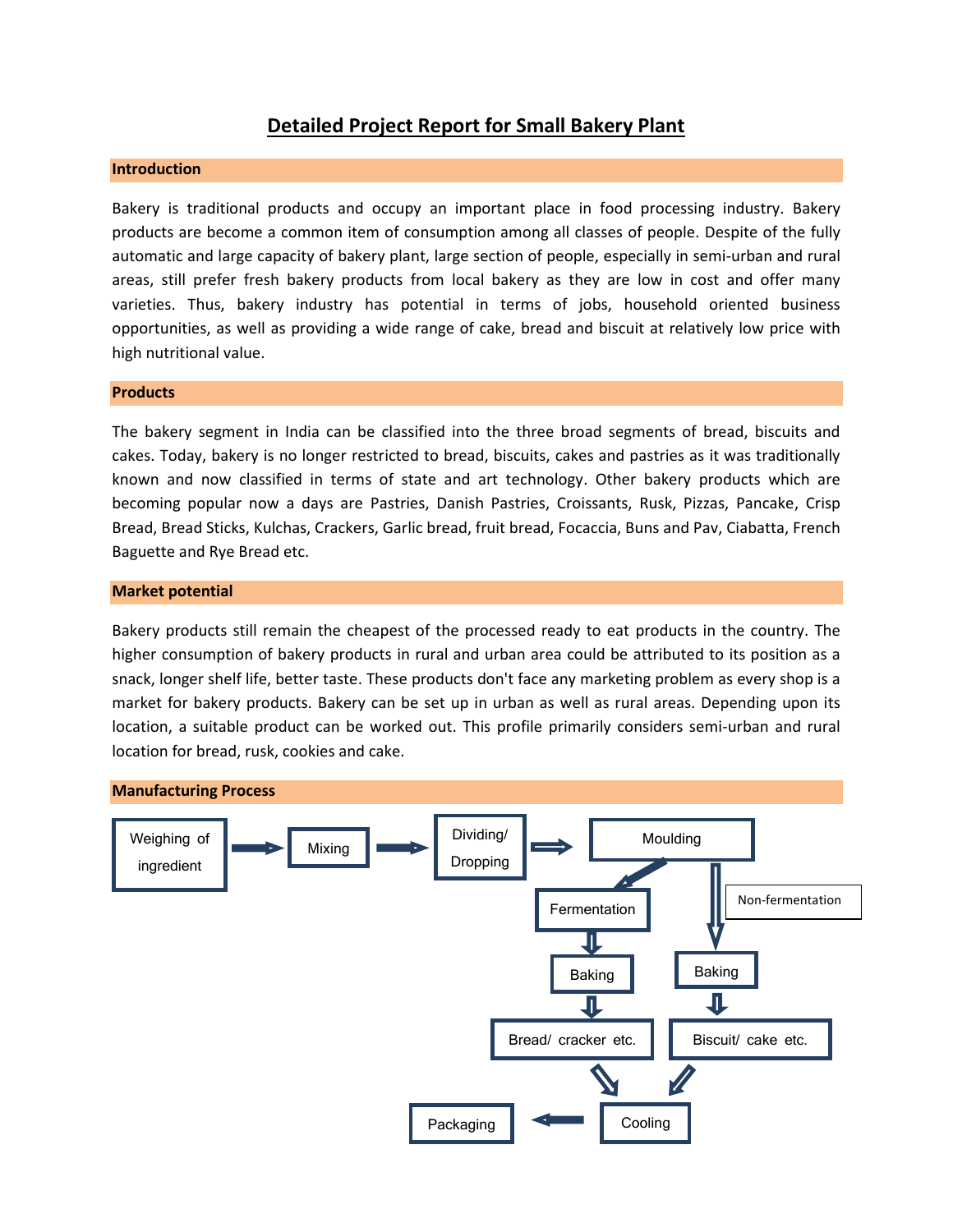# Detailed Project Report for Small Bakery Plant

## Introduction

Bakery is traditional products and occupy an important place in food processing industry. Bakery products are become a common item of consumption among all classes of people. Despite of the fully automatic and large capacity of bakery plant, large section of people, especially in semi-urban and rural areas, still prefer fresh bakery products from local bakery as they are low in cost and offer many varieties. Thus, bakery industry has potential in terms of jobs, household oriented business opportunities, as well as providing a wide range of cake, bread and biscuit at relatively low price with high nutritional value.

## Products

The bakery segment in India can be classified into the three broad segments of bread, biscuits and cakes. Today, bakery is no longer restricted to bread, biscuits, cakes and pastries as it was traditionally known and now classified in terms of state and art technology. Other bakery products which are becoming popular now a days are Pastries, Danish Pastries, Croissants, Rusk, Pizzas, Pancake, Crisp Bread, Bread Sticks, Kulchas, Crackers, Garlic bread, fruit bread, Focaccia, Buns and Pav, Ciabatta, French Baguette and Rye Bread etc.

## Market potential

Bakery products still remain the cheapest of the processed ready to eat products in the country. The higher consumption of bakery products in rural and urban area could be attributed to its position as a snack, longer shelf life, better taste. These products don't face any marketing problem as every shop is a market for bakery products. Bakery can be set up in urban as well as rural areas. Depending upon its location, a suitable product can be worked out. This profile primarily considers semi-urban and rural location for bread, rusk, cookies and cake.

## Manufacturing Process

Weighing of ingredient → Mixing → Dividing/ Dropping → Moulding

- Moulding → Fermentation → Baking → Bread/ cracker etc.
- Moulding → (Non-fermentation) → Baking → Biscuit/ cake etc.

Bread/ cracker etc. and Biscuit/ cake etc. → Cooling → Packaging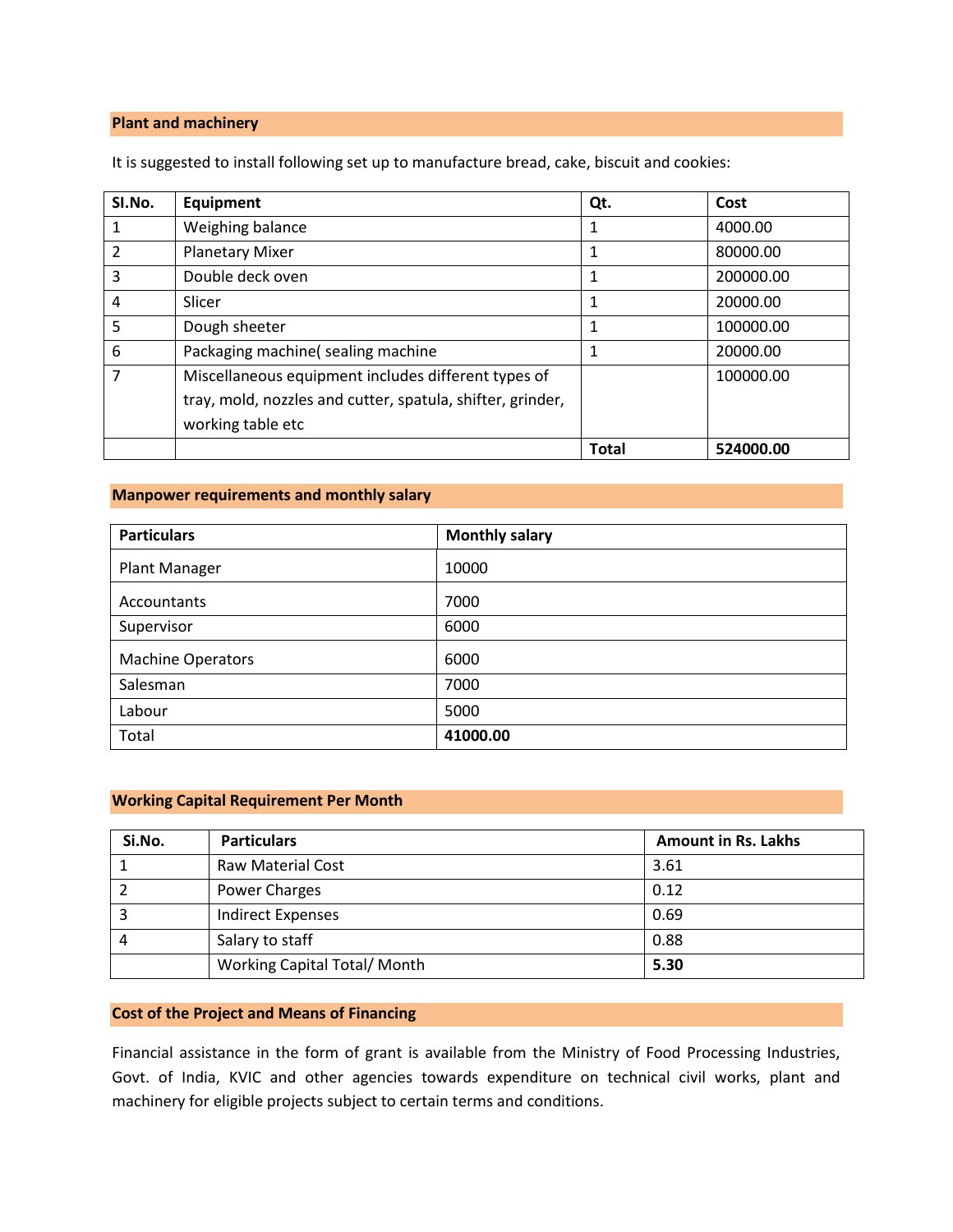## Plant and machinery

It is suggested to install following set up to manufacture bread, cake, biscuit and cookies:

| Sl.No. | Equipment | Qt. | Cost |
|---|---|---|---|
| 1 | Weighing balance | 1 | 4000.00 |
| 2 | Planetary Mixer | 1 | 80000.00 |
| 3 | Double deck oven | 1 | 200000.00 |
| 4 | Slicer | 1 | 20000.00 |
| 5 | Dough sheeter | 1 | 100000.00 |
| 6 | Packaging machine( sealing machine | 1 | 20000.00 |
| 7 | Miscellaneous equipment includes different types of tray, mold, nozzles and cutter, spatula, shifter, grinder, working table etc | | 100000.00 |
| | | **Total** | **524000.00** |

## Manpower requirements and monthly salary

| Particulars | Monthly salary |
|---|---|
| Plant Manager | 10000 |
| Accountants | 7000 |
| Supervisor | 6000 |
| Machine Operators | 6000 |
| Salesman | 7000 |
| Labour | 5000 |
| Total | **41000.00** |

## Working Capital Requirement Per Month

| Si.No. | Particulars | Amount in Rs. Lakhs |
|---|---|---|
| 1 | Raw Material Cost | 3.61 |
| 2 | Power Charges | 0.12 |
| 3 | Indirect Expenses | 0.69 |
| 4 | Salary to staff | 0.88 |
| | Working Capital Total/ Month | **5.30** |

## Cost of the Project and Means of Financing

Financial assistance in the form of grant is available from the Ministry of Food Processing Industries, Govt. of India, KVIC and other agencies towards expenditure on technical civil works, plant and machinery for eligible projects subject to certain terms and conditions.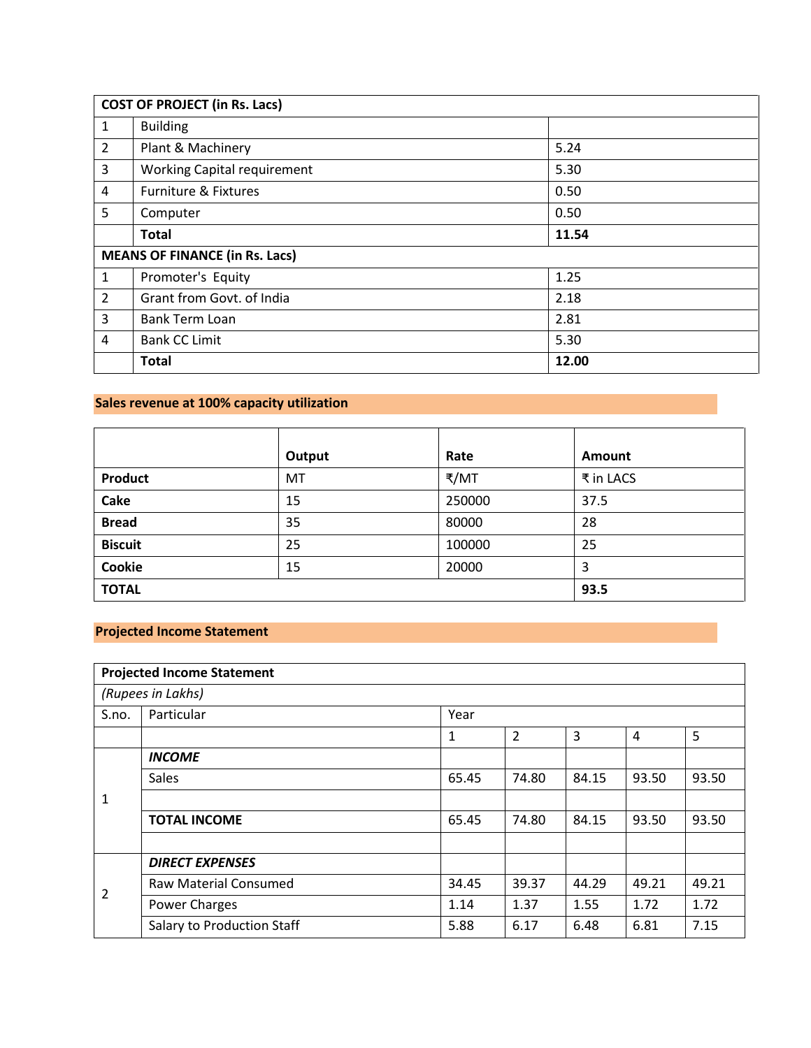| COST OF PROJECT (in Rs. Lacs) | | |
|---|---|---|
| 1 | Building | |
| 2 | Plant & Machinery | 5.24 |
| 3 | Working Capital requirement | 5.30 |
| 4 | Furniture & Fixtures | 0.50 |
| 5 | Computer | 0.50 |
| | **Total** | **11.54** |
| **MEANS OF FINANCE (in Rs. Lacs)** | | |
| 1 | Promoter's Equity | 1.25 |
| 2 | Grant from Govt. of India | 2.18 |
| 3 | Bank Term Loan | 2.81 |
| 4 | Bank CC Limit | 5.30 |
| | **Total** | **12.00** |

**Sales revenue at 100% capacity utilization**

| | Output | Rate | Amount |
|---|---|---|---|
| **Product** | MT | ₹/MT | ₹ in LACS |
| **Cake** | 15 | 250000 | 37.5 |
| **Bread** | 35 | 80000 | 28 |
| **Biscuit** | 25 | 100000 | 25 |
| **Cookie** | 15 | 20000 | 3 |
| **TOTAL** | | | **93.5** |

**Projected Income Statement**

| **Projected Income Statement** | | | | | | |
|---|---|---|---|---|---|---|
| *(Rupees in Lakhs)* | | | | | | |
| S.no. | Particular | Year | | | | |
| | | 1 | 2 | 3 | 4 | 5 |
| 1 | ***INCOME*** | | | | | |
| | Sales | 65.45 | 74.80 | 84.15 | 93.50 | 93.50 |
| | | | | | | |
| | **TOTAL INCOME** | 65.45 | 74.80 | 84.15 | 93.50 | 93.50 |
| | | | | | | |
| 2 | ***DIRECT EXPENSES*** | | | | | |
| | Raw Material Consumed | 34.45 | 39.37 | 44.29 | 49.21 | 49.21 |
| | Power Charges | 1.14 | 1.37 | 1.55 | 1.72 | 1.72 |
| | Salary to Production Staff | 5.88 | 6.17 | 6.48 | 6.81 | 7.15 |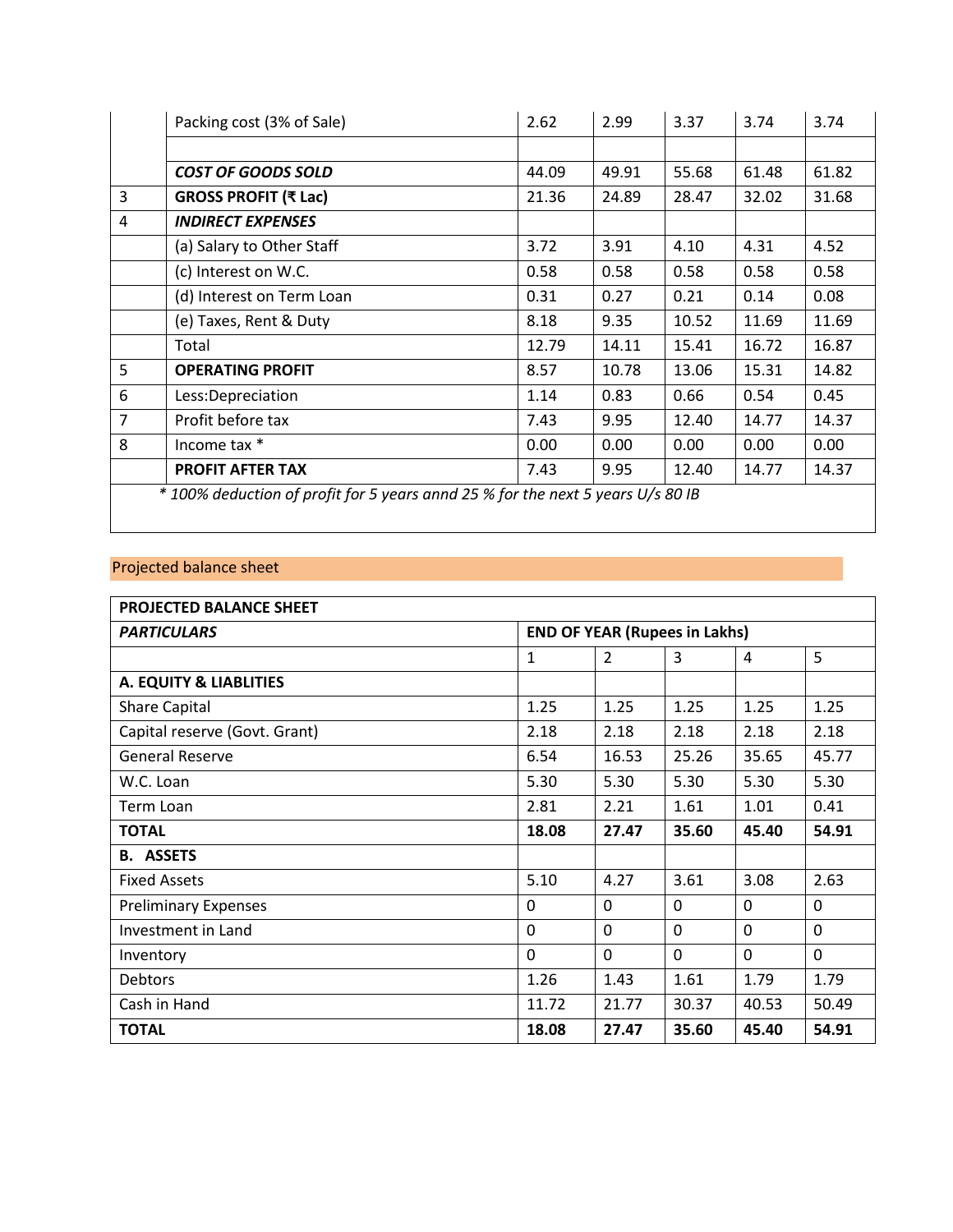| | Packing cost (3% of Sale) | 2.62 | 2.99 | 3.37 | 3.74 | 3.74 |
|---|---|---|---|---|---|---|
| | | | | | | |
| | ***COST OF GOODS SOLD*** | 44.09 | 49.91 | 55.68 | 61.48 | 61.82 |
| 3 | **GROSS PROFIT (₹ Lac)** | 21.36 | 24.89 | 28.47 | 32.02 | 31.68 |
| 4 | ***INDIRECT EXPENSES*** | | | | | |
| | (a) Salary to Other Staff | 3.72 | 3.91 | 4.10 | 4.31 | 4.52 |
| | (c) Interest on W.C. | 0.58 | 0.58 | 0.58 | 0.58 | 0.58 |
| | (d) Interest on Term Loan | 0.31 | 0.27 | 0.21 | 0.14 | 0.08 |
| | (e) Taxes, Rent & Duty | 8.18 | 9.35 | 10.52 | 11.69 | 11.69 |
| | Total | 12.79 | 14.11 | 15.41 | 16.72 | 16.87 |
| 5 | **OPERATING PROFIT** | 8.57 | 10.78 | 13.06 | 15.31 | 14.82 |
| 6 | Less:Depreciation | 1.14 | 0.83 | 0.66 | 0.54 | 0.45 |
| 7 | Profit before tax | 7.43 | 9.95 | 12.40 | 14.77 | 14.37 |
| 8 | Income tax * | 0.00 | 0.00 | 0.00 | 0.00 | 0.00 |
| | **PROFIT AFTER TAX** | 7.43 | 9.95 | 12.40 | 14.77 | 14.37 |

*\* 100% deduction of profit for 5 years annd 25 % for the next 5 years U/s 80 IB*

## Projected balance sheet

| **PROJECTED BALANCE SHEET** | | | | | |
|---|---|---|---|---|---|
| ***PARTICULARS*** | **END OF YEAR (Rupees in Lakhs)** | | | | |
| | 1 | 2 | 3 | 4 | 5 |
| **A. EQUITY & LIABLITIES** | | | | | |
| Share Capital | 1.25 | 1.25 | 1.25 | 1.25 | 1.25 |
| Capital reserve (Govt. Grant) | 2.18 | 2.18 | 2.18 | 2.18 | 2.18 |
| General Reserve | 6.54 | 16.53 | 25.26 | 35.65 | 45.77 |
| W.C. Loan | 5.30 | 5.30 | 5.30 | 5.30 | 5.30 |
| Term Loan | 2.81 | 2.21 | 1.61 | 1.01 | 0.41 |
| **TOTAL** | **18.08** | **27.47** | **35.60** | **45.40** | **54.91** |
| **B. ASSETS** | | | | | |
| Fixed Assets | 5.10 | 4.27 | 3.61 | 3.08 | 2.63 |
| Preliminary Expenses | 0 | 0 | 0 | 0 | 0 |
| Investment in Land | 0 | 0 | 0 | 0 | 0 |
| Inventory | 0 | 0 | 0 | 0 | 0 |
| Debtors | 1.26 | 1.43 | 1.61 | 1.79 | 1.79 |
| Cash in Hand | 11.72 | 21.77 | 30.37 | 40.53 | 50.49 |
| **TOTAL** | **18.08** | **27.47** | **35.60** | **45.40** | **54.91** |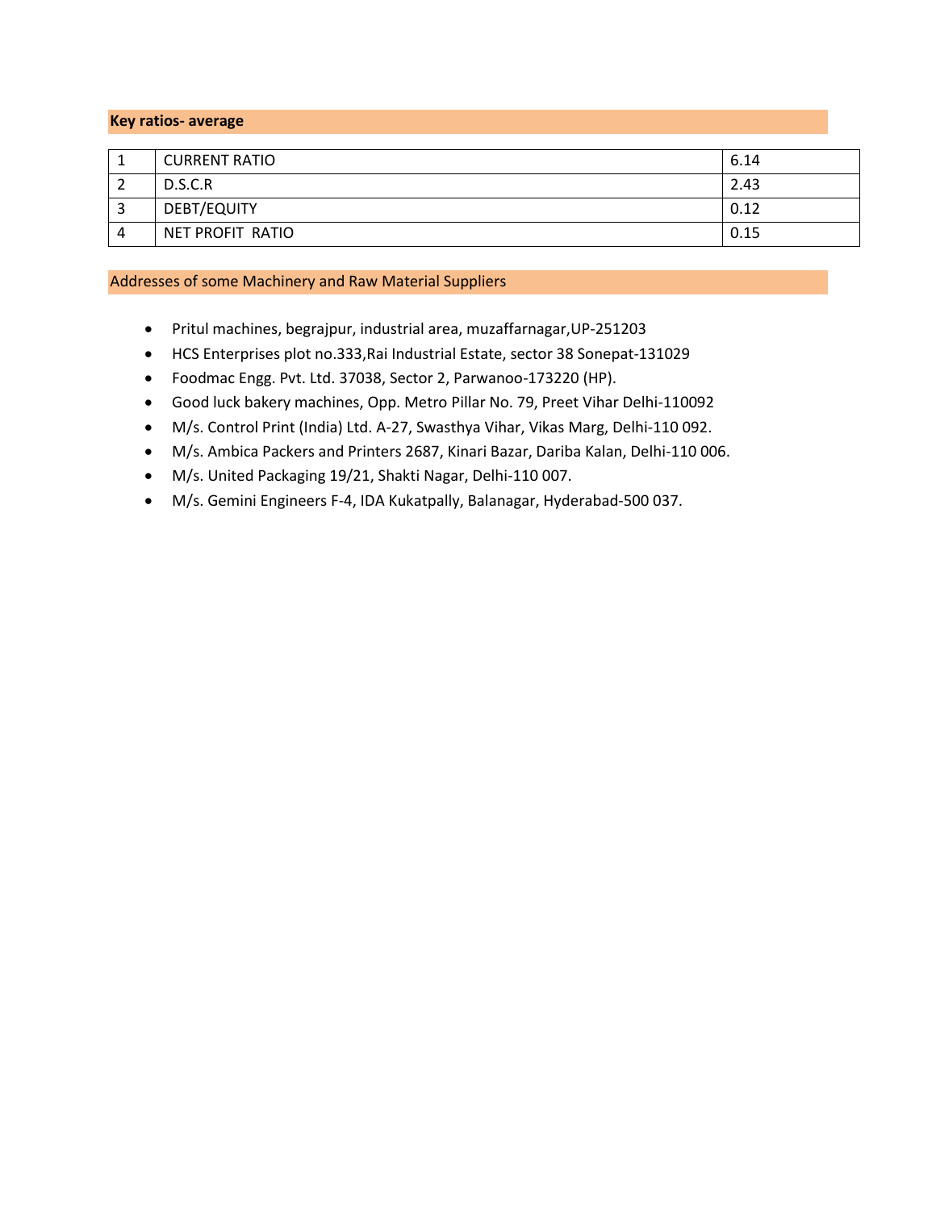**Key ratios- average**

| | | |
|---|---|---|
| 1 | CURRENT RATIO | 6.14 |
| 2 | D.S.C.R | 2.43 |
| 3 | DEBT/EQUITY | 0.12 |
| 4 | NET PROFIT RATIO | 0.15 |

Addresses of some Machinery and Raw Material Suppliers

- Pritul machines, begrajpur, industrial area, muzaffarnagar,UP-251203
- HCS Enterprises plot no.333,Rai Industrial Estate, sector 38 Sonepat-131029
- Foodmac Engg. Pvt. Ltd. 37038, Sector 2, Parwanoo-173220 (HP).
- Good luck bakery machines, Opp. Metro Pillar No. 79, Preet Vihar Delhi-110092
- M/s. Control Print (India) Ltd. A-27, Swasthya Vihar, Vikas Marg, Delhi-110 092.
- M/s. Ambica Packers and Printers 2687, Kinari Bazar, Dariba Kalan, Delhi-110 006.
- M/s. United Packaging 19/21, Shakti Nagar, Delhi-110 007.
- M/s. Gemini Engineers F-4, IDA Kukatpally, Balanagar, Hyderabad-500 037.